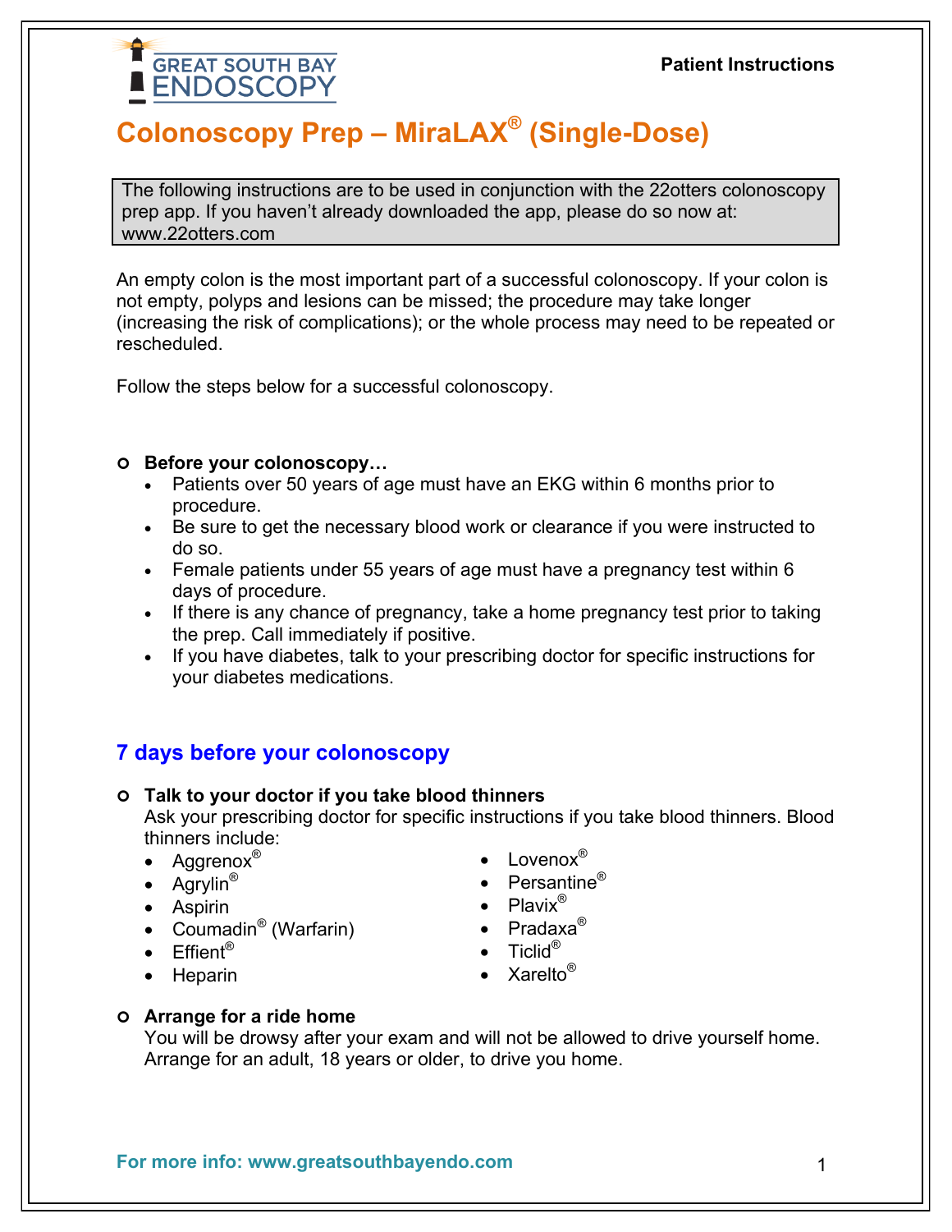**GREAT SOUTH BAY ENDOSCOPY**

**Patient Instructions**

# Colonoscopy Prep – MiraLAX® (Single-Dose)

> The following instructions are to be used in conjunction with the 22otters colonoscopy prep app. If you haven't already downloaded the app, please do so now at: www.22otters.com

An empty colon is the most important part of a successful colonoscopy. If your colon is not empty, polyps and lesions can be missed; the procedure may take longer (increasing the risk of complications); or the whole process may need to be repeated or rescheduled.

Follow the steps below for a successful colonoscopy.

- **Before your colonoscopy…**
  - Patients over 50 years of age must have an EKG within 6 months prior to procedure.
  - Be sure to get the necessary blood work or clearance if you were instructed to do so.
  - Female patients under 55 years of age must have a pregnancy test within 6 days of procedure.
  - If there is any chance of pregnancy, take a home pregnancy test prior to taking the prep. Call immediately if positive.
  - If you have diabetes, talk to your prescribing doctor for specific instructions for your diabetes medications.

## 7 days before your colonoscopy

- **Talk to your doctor if you take blood thinners**
  Ask your prescribing doctor for specific instructions if you take blood thinners. Blood thinners include:
  - Aggrenox®
  - Agrylin®
  - Aspirin
  - Coumadin® (Warfarin)
  - Effient®
  - Heparin
  - Lovenox®
  - Persantine®
  - Plavix®
  - Pradaxa®
  - Ticlid®
  - Xarelto®

- **Arrange for a ride home**
  You will be drowsy after your exam and will not be allowed to drive yourself home. Arrange for an adult, 18 years or older, to drive you home.

**For more info: www.greatsouthbayendo.com**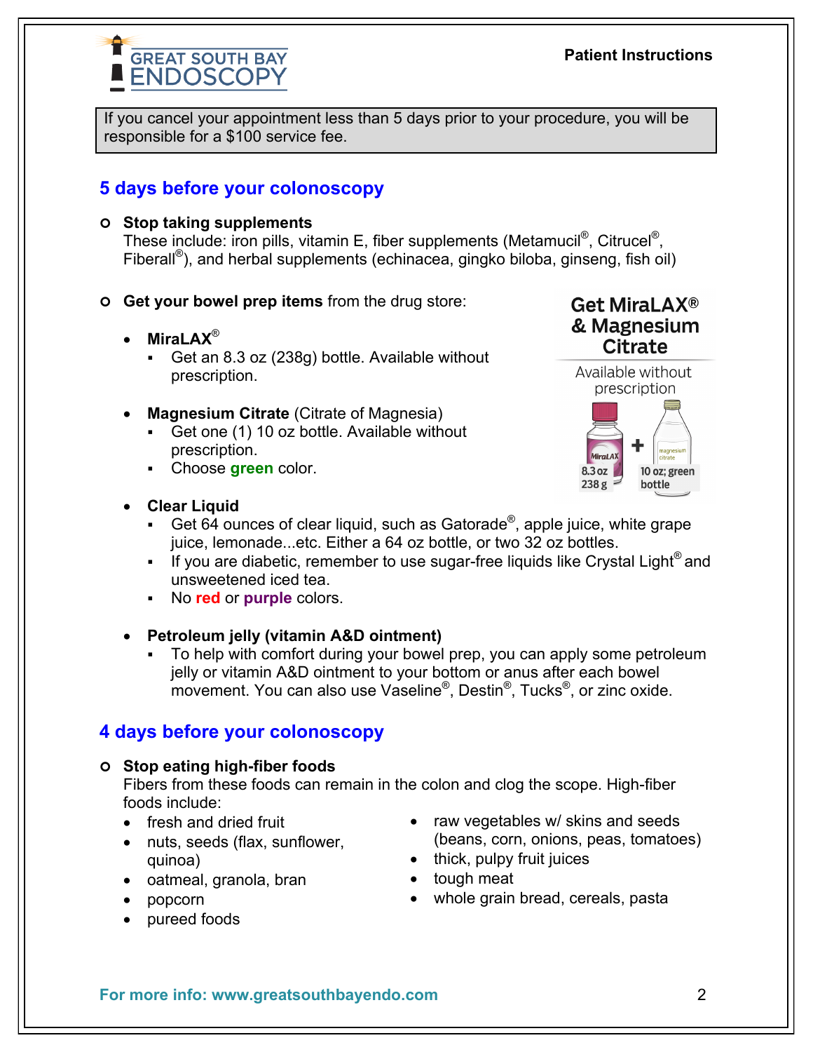**Patient Instructions**

If you cancel your appointment less than 5 days prior to your procedure, you will be responsible for a $100 service fee.

## 5 days before your colonoscopy

- **Stop taking supplements**
  These include: iron pills, vitamin E, fiber supplements (Metamucil®, Citrucel®, Fiberall®), and herbal supplements (echinacea, gingko biloba, ginseng, fish oil)

- **Get your bowel prep items** from the drug store:
  - **MiraLAX®**
    - Get an 8.3 oz (238g) bottle. Available without prescription.
  - **Magnesium Citrate** (Citrate of Magnesia)
    - Get one (1) 10 oz bottle. Available without prescription.
    - Choose **green** color.
  - **Clear Liquid**
    - Get 64 ounces of clear liquid, such as Gatorade®, apple juice, white grape juice, lemonade...etc. Either a 64 oz bottle, or two 32 oz bottles.
    - If you are diabetic, remember to use sugar-free liquids like Crystal Light® and unsweetened iced tea.
    - No **red** or **purple** colors.
  - **Petroleum jelly (vitamin A&D ointment)**
    - To help with comfort during your bowel prep, you can apply some petroleum jelly or vitamin A&D ointment to your bottom or anus after each bowel movement. You can also use Vaseline®, Destin®, Tucks®, or zinc oxide.

**Get MiraLAX® & Magnesium Citrate**

Available without prescription

MiraLAX 8.3 oz 238 g + magnesium citrate 10 oz; green bottle

## 4 days before your colonoscopy

- **Stop eating high-fiber foods**
  Fibers from these foods can remain in the colon and clog the scope. High-fiber foods include:
  - fresh and dried fruit
  - nuts, seeds (flax, sunflower, quinoa)
  - oatmeal, granola, bran
  - popcorn
  - pureed foods
  - raw vegetables w/ skins and seeds (beans, corn, onions, peas, tomatoes)
  - thick, pulpy fruit juices
  - tough meat
  - whole grain bread, cereals, pasta

**For more info: www.greatsouthbayendo.com**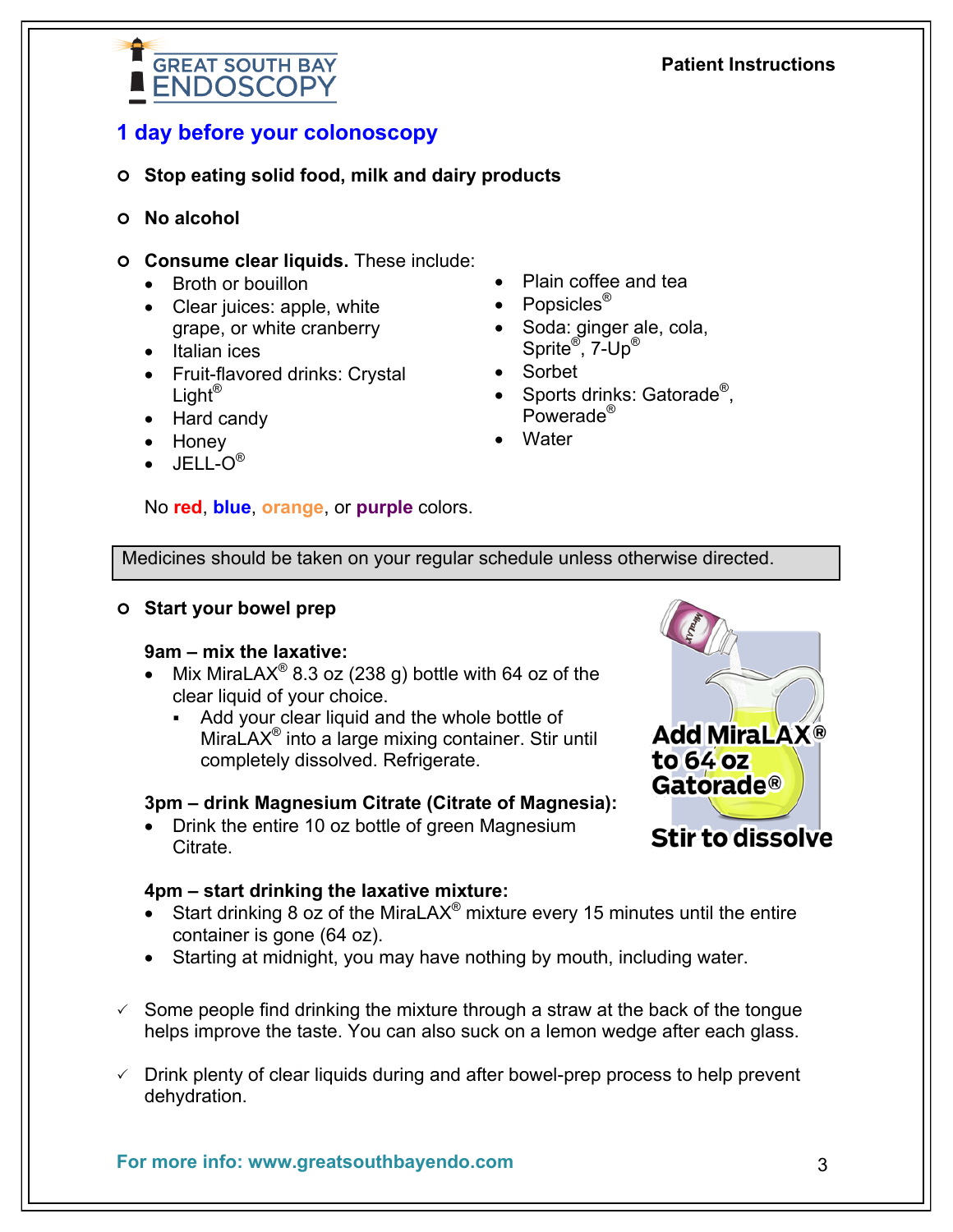GREAT SOUTH BAY ENDOSCOPY

**Patient Instructions**

## 1 day before your colonoscopy

- **Stop eating solid food, milk and dairy products**
- **No alcohol**
- **Consume clear liquids.** These include:
  - Broth or bouillon
  - Clear juices: apple, white grape, or white cranberry
  - Italian ices
  - Fruit-flavored drinks: Crystal Light®
  - Hard candy
  - Honey
  - JELL-O®
  - Plain coffee and tea
  - Popsicles®
  - Soda: ginger ale, cola, Sprite®, 7-Up®
  - Sorbet
  - Sports drinks: Gatorade®, Powerade®
  - Water

  No **red**, **blue**, **orange**, or **purple** colors.

Medicines should be taken on your regular schedule unless otherwise directed.

- **Start your bowel prep**

  **9am – mix the laxative:**
  - Mix MiraLAX® 8.3 oz (238 g) bottle with 64 oz of the clear liquid of your choice.
    - Add your clear liquid and the whole bottle of MiraLAX® into a large mixing container. Stir until completely dissolved. Refrigerate.

  **3pm – drink Magnesium Citrate (Citrate of Magnesia):**
  - Drink the entire 10 oz bottle of green Magnesium Citrate.

  **Add MiraLAX® to 64 oz Gatorade®**

  **Stir to dissolve**

  **4pm – start drinking the laxative mixture:**
  - Start drinking 8 oz of the MiraLAX® mixture every 15 minutes until the entire container is gone (64 oz).
  - Starting at midnight, you may have nothing by mouth, including water.

✓ Some people find drinking the mixture through a straw at the back of the tongue helps improve the taste. You can also suck on a lemon wedge after each glass.

✓ Drink plenty of clear liquids during and after bowel-prep process to help prevent dehydration.

**For more info: www.greatsouthbayendo.com**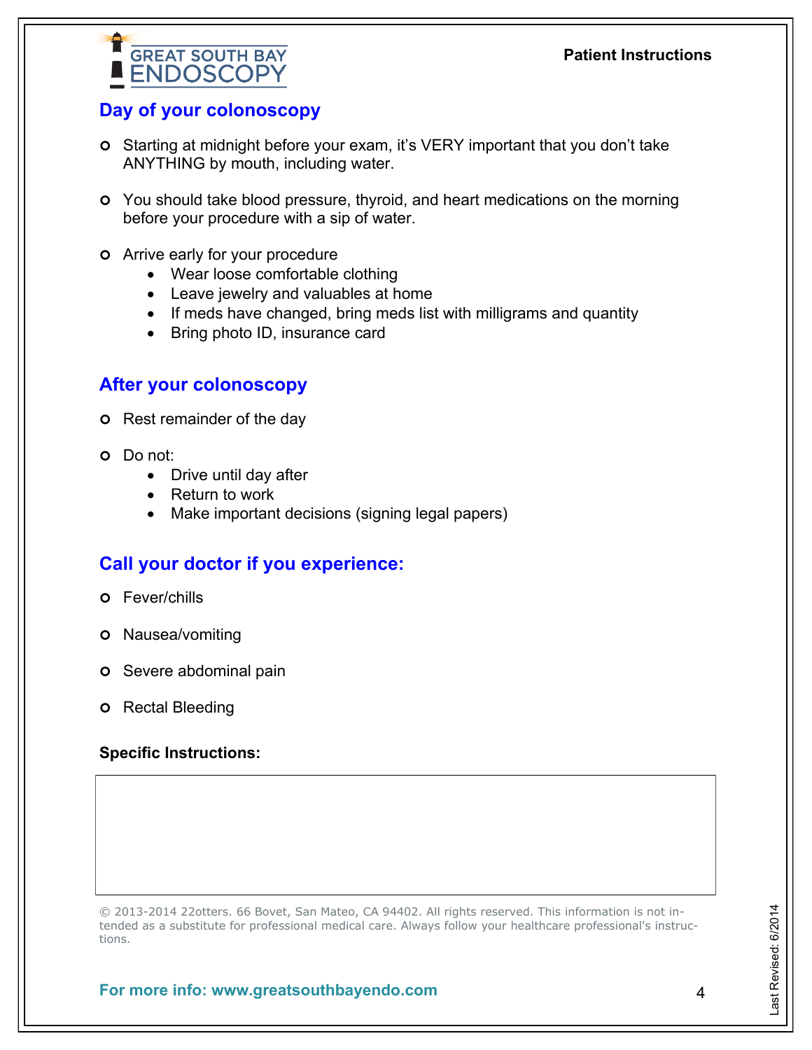**GREAT SOUTH BAY ENDOSCOPY**

**Patient Instructions**

## Day of your colonoscopy

- Starting at midnight before your exam, it's VERY important that you don't take ANYTHING by mouth, including water.
- You should take blood pressure, thyroid, and heart medications on the morning before your procedure with a sip of water.
- Arrive early for your procedure
  - Wear loose comfortable clothing
  - Leave jewelry and valuables at home
  - If meds have changed, bring meds list with milligrams and quantity
  - Bring photo ID, insurance card

## After your colonoscopy

- Rest remainder of the day
- Do not:
  - Drive until day after
  - Return to work
  - Make important decisions (signing legal papers)

## Call your doctor if you experience:

- Fever/chills
- Nausea/vomiting
- Severe abdominal pain
- Rectal Bleeding

**Specific Instructions:**

© 2013-2014 22otters. 66 Bovet, San Mateo, CA 94402. All rights reserved. This information is not intended as a substitute for professional medical care. Always follow your healthcare professional's instructions.

**For more info: www.greatsouthbayendo.com**

Last Revised: 6/2014